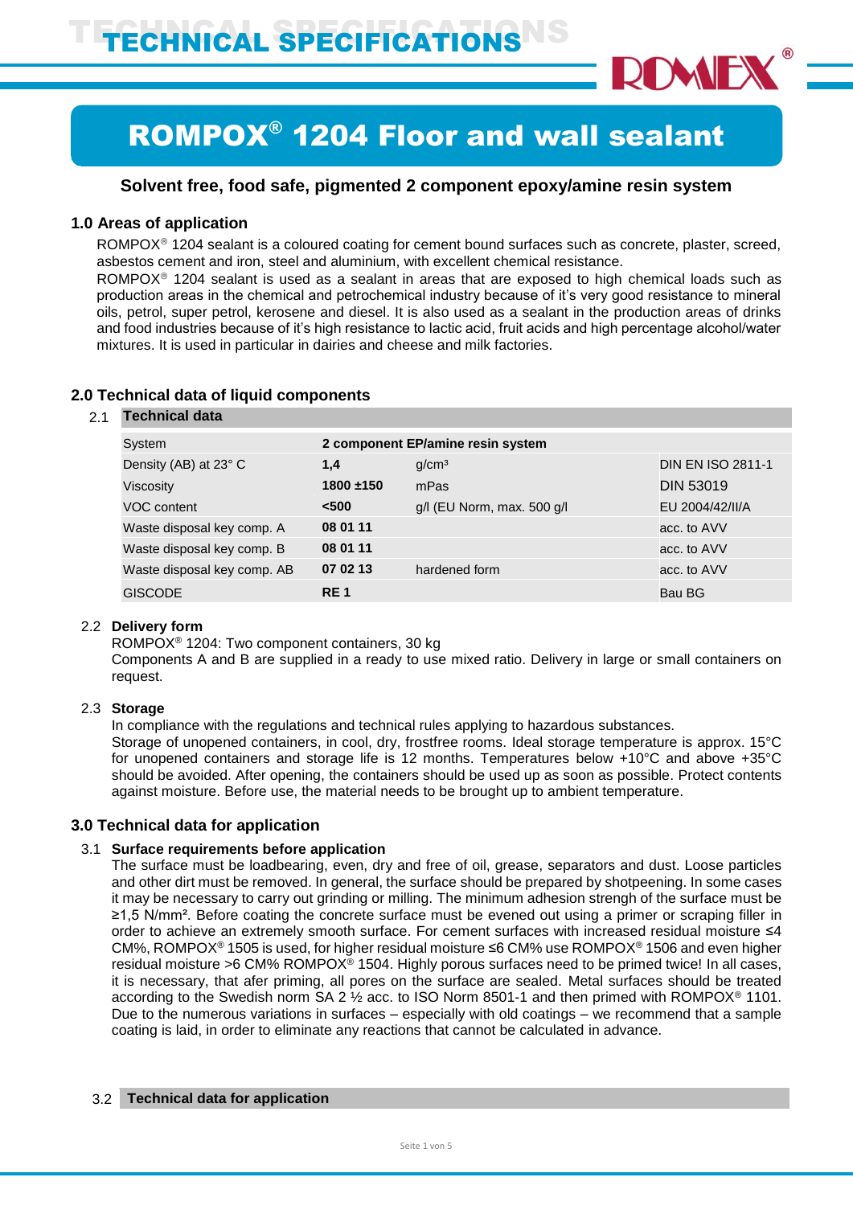# TECHNICAL SPECIFICATIONS

# ROMPOX® 1204 Floor and wall sealant

**Solvent free, food safe, pigmented 2 component epoxy/amine resin system**

## 1.0 Areas of application

ROMPOX® 1204 sealant is a coloured coating for cement bound surfaces such as concrete, plaster, screed, asbestos cement and iron, steel and aluminium, with excellent chemical resistance.
ROMPOX® 1204 sealant is used as a sealant in areas that are exposed to high chemical loads such as production areas in the chemical and petrochemical industry because of it's very good resistance to mineral oils, petrol, super petrol, kerosene and diesel. It is also used as a sealant in the production areas of drinks and food industries because of it's high resistance to lactic acid, fruit acids and high percentage alcohol/water mixtures. It is used in particular in dairies and cheese and milk factories.

## 2.0 Technical data of liquid components

### 2.1 Technical data

| | | | |
|---|---|---|---|
| System | **2 component EP/amine resin system** | | |
| Density (AB) at 23° C | **1,4** | g/cm³ | DIN EN ISO 2811-1 |
| Viscosity | **1800 ±150** | mPas | DIN 53019 |
| VOC content | **<500** | g/l (EU Norm, max. 500 g/l | EU 2004/42/II/A |
| Waste disposal key comp. A | **08 01 11** | | acc. to AVV |
| Waste disposal key comp. B | **08 01 11** | | acc. to AVV |
| Waste disposal key comp. AB | **07 02 13** | hardened form | acc. to AVV |
| GISCODE | **RE 1** | | Bau BG |

### 2.2 Delivery form

ROMPOX® 1204: Two component containers, 30 kg
Components A and B are supplied in a ready to use mixed ratio. Delivery in large or small containers on request.

### 2.3 Storage

In compliance with the regulations and technical rules applying to hazardous substances.
Storage of unopened containers, in cool, dry, frostfree rooms. Ideal storage temperature is approx. 15°C for unopened containers and storage life is 12 months. Temperatures below +10°C and above +35°C should be avoided. After opening, the containers should be used up as soon as possible. Protect contents against moisture. Before use, the material needs to be brought up to ambient temperature.

## 3.0 Technical data for application

### 3.1 Surface requirements before application

The surface must be loadbearing, even, dry and free of oil, grease, separators and dust. Loose particles and other dirt must be removed. In general, the surface should be prepared by shotpeening. In some cases it may be necessary to carry out grinding or milling. The minimum adhesion strengh of the surface must be ≥1,5 N/mm². Before coating the concrete surface must be evened out using a primer or scraping filler in order to achieve an extremely smooth surface. For cement surfaces with increased residual moisture ≤4 CM%, ROMPOX® 1505 is used, for higher residual moisture ≤6 CM% use ROMPOX® 1506 and even higher residual moisture >6 CM% ROMPOX® 1504. Highly porous surfaces need to be primed twice! In all cases, it is necessary, that afer priming, all pores on the surface are sealed. Metal surfaces should be treated according to the Swedish norm SA 2 ½ acc. to ISO Norm 8501-1 and then primed with ROMPOX® 1101. Due to the numerous variations in surfaces – especially with old coatings – we recommend that a sample coating is laid, in order to eliminate any reactions that cannot be calculated in advance.

### 3.2 Technical data for application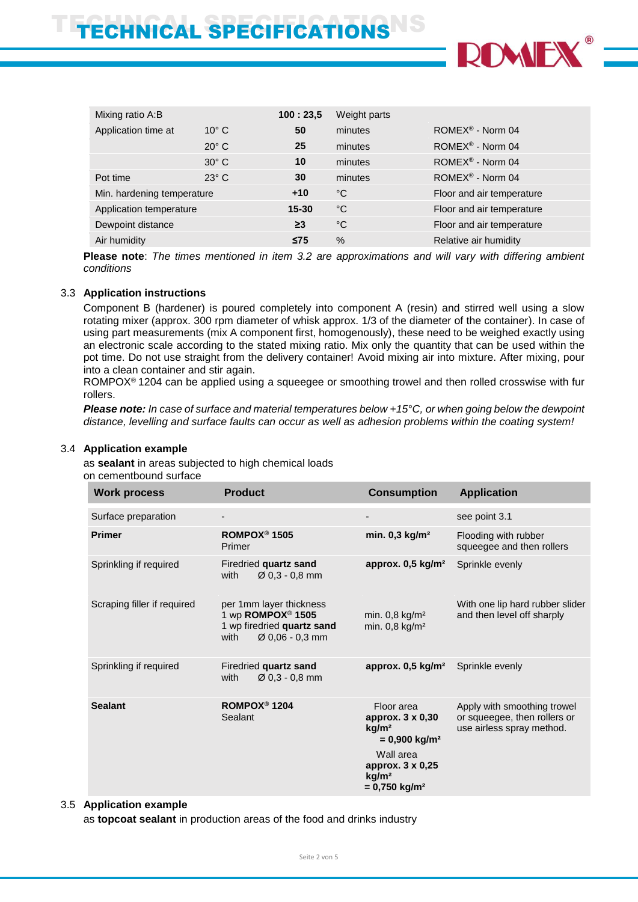| | | | | |
|---|---|---|---|---|
| Mixing ratio A:B | | **100 : 23,5** | Weight parts | |
| Application time at | 10° C | **50** | minutes | ROMEX® - Norm 04 |
| | 20° C | **25** | minutes | ROMEX® - Norm 04 |
| | 30° C | **10** | minutes | ROMEX® - Norm 04 |
| Pot time | 23° C | **30** | minutes | ROMEX® - Norm 04 |
| Min. hardening temperature | | **+10** | °C | Floor and air temperature |
| Application temperature | | **15-30** | °C | Floor and air temperature |
| Dewpoint distance | | **≥3** | °C | Floor and air temperature |
| Air humidity | | **≤75** | % | Relative air humidity |

**Please note**: *The times mentioned in item 3.2 are approximations and will vary with differing ambient conditions*

### 3.3 Application instructions

Component B (hardener) is poured completely into component A (resin) and stirred well using a slow rotating mixer (approx. 300 rpm diameter of whisk approx. 1/3 of the diameter of the container). In case of using part measurements (mix A component first, homogenously), these need to be weighed exactly using an electronic scale according to the stated mixing ratio. Mix only the quantity that can be used within the pot time. Do not use straight from the delivery container! Avoid mixing air into mixture. After mixing, pour into a clean container and stir again.
ROMPOX® 1204 can be applied using a squeegee or smoothing trowel and then rolled crosswise with fur rollers.

***Please note:*** *In case of surface and material temperatures below +15°C, or when going below the dewpoint distance, levelling and surface faults can occur as well as adhesion problems within the coating system!*

### 3.4 Application example

as **sealant** in areas subjected to high chemical loads
on cementbound surface

| Work process | Product | Consumption | Application |
|---|---|---|---|
| Surface preparation | - | - | see point 3.1 |
| **Primer** | **ROMPOX® 1505** Primer | **min. 0,3 kg/m²** | Flooding with rubber squeegee and then rollers |
| Sprinkling if required | Firedried **quartz sand** with Ø 0,3 - 0,8 mm | **approx. 0,5 kg/m²** | Sprinkle evenly |
| Scraping filler if required | per 1mm layer thickness<br>1 wp **ROMPOX® 1505**<br>1 wp firedried **quartz sand** with Ø 0,06 - 0,3 mm | min. 0,8 kg/m²<br>min. 0,8 kg/m² | With one lip hard rubber slider and then level off sharply |
| Sprinkling if required | Firedried **quartz sand** with Ø 0,3 - 0,8 mm | **approx. 0,5 kg/m²** | Sprinkle evenly |
| **Sealant** | **ROMPOX® 1204** Sealant | Floor area **approx. 3 x 0,30 kg/m² = 0,900 kg/m²**<br>Wall area **approx. 3 x 0,25 kg/m² = 0,750 kg/m²** | Apply with smoothing trowel or squeegee, then rollers or use airless spray method. |

### 3.5 Application example

as **topcoat sealant** in production areas of the food and drinks industry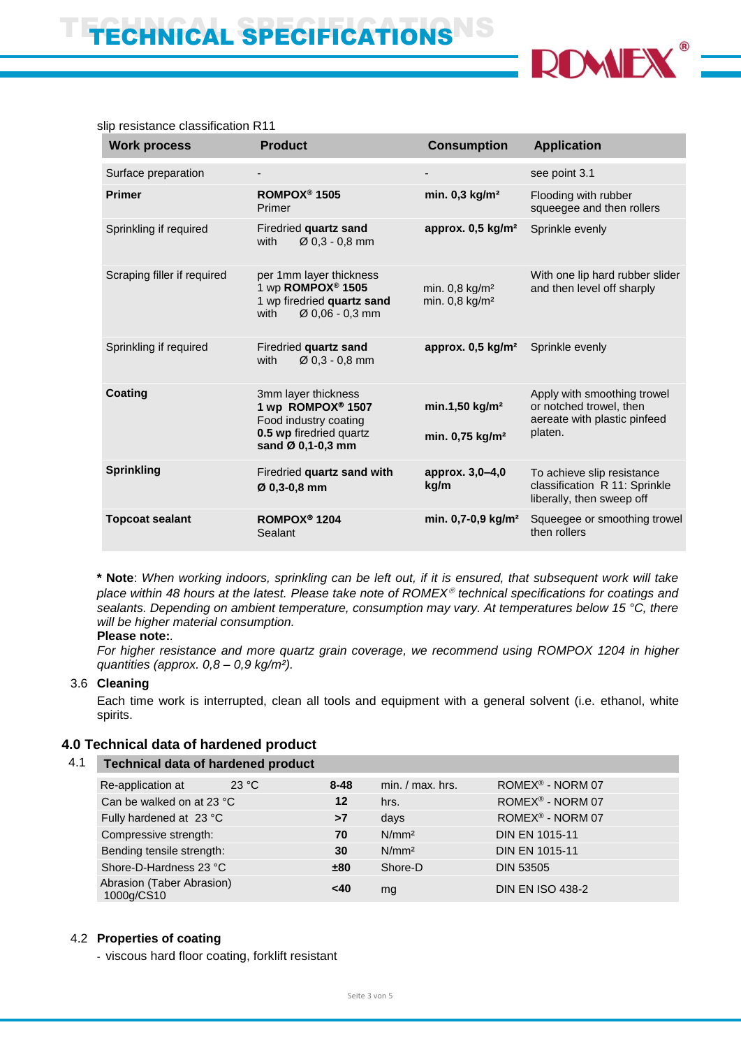slip resistance classification R11

| Work process | Product | Consumption | Application |
|---|---|---|---|
| Surface preparation | - | - | see point 3.1 |
| **Primer** | **ROMPOX® 1505** Primer | **min. 0,3 kg/m²** | Flooding with rubber squeegee and then rollers |
| Sprinkling if required | Firedried **quartz sand** with Ø 0,3 - 0,8 mm | **approx. 0,5 kg/m²** | Sprinkle evenly |
| Scraping filler if required | per 1mm layer thickness 1 wp **ROMPOX® 1505** 1 wp firedried **quartz sand** with Ø 0,06 - 0,3 mm | min. 0,8 kg/m² min. 0,8 kg/m² | With one lip hard rubber slider and then level off sharply |
| Sprinkling if required | Firedried **quartz sand** with Ø 0,3 - 0,8 mm | **approx. 0,5 kg/m²** | Sprinkle evenly |
| **Coating** | 3mm layer thickness **1 wp ROMPOX® 1507** Food industry coating **0.5 wp** firedried quartz **sand Ø 0,1-0,3 mm** | **min.1,50 kg/m²** **min. 0,75 kg/m²** | Apply with smoothing trowel or notched trowel, then aereate with plastic pinfeed platen. |
| **Sprinkling** | Firedried **quartz sand with Ø 0,3-0,8 mm** | **approx. 3,0–4,0 kg/m** | To achieve slip resistance classification R 11: Sprinkle liberally, then sweep off |
| **Topcoat sealant** | **ROMPOX® 1204** Sealant | **min. 0,7-0,9 kg/m²** | Squeegee or smoothing trowel then rollers |

**\* Note**: *When working indoors, sprinkling can be left out, if it is ensured, that subsequent work will take place within 48 hours at the latest. Please take note of ROMEX® technical specifications for coatings and sealants. Depending on ambient temperature, consumption may vary. At temperatures below 15 °C, there will be higher material consumption.*

**Please note:**.

*For higher resistance and more quartz grain coverage, we recommend using ROMPOX 1204 in higher quantities (approx. 0,8 – 0,9 kg/m²).*

3.6 **Cleaning**

Each time work is interrupted, clean all tools and equipment with a general solvent (i.e. ethanol, white spirits.

## 4.0 Technical data of hardened product

4.1 **Technical data of hardened product**

| Property | Value | Unit | Standard |
|---|---|---|---|
| Re-application at 23 °C | **8-48** | min. / max. hrs. | ROMEX® - NORM 07 |
| Can be walked on at 23 °C | **12** | hrs. | ROMEX® - NORM 07 |
| Fully hardened at 23 °C | **>7** | days | ROMEX® - NORM 07 |
| Compressive strength: | **70** | N/mm² | DIN EN 1015-11 |
| Bending tensile strength: | **30** | N/mm² | DIN EN 1015-11 |
| Shore-D-Hardness 23 °C | **±80** | Shore-D | DIN 53505 |
| Abrasion (Taber Abrasion) 1000g/CS10 | **<40** | mg | DIN EN ISO 438-2 |

4.2 **Properties of coating**

- viscous hard floor coating, forklift resistant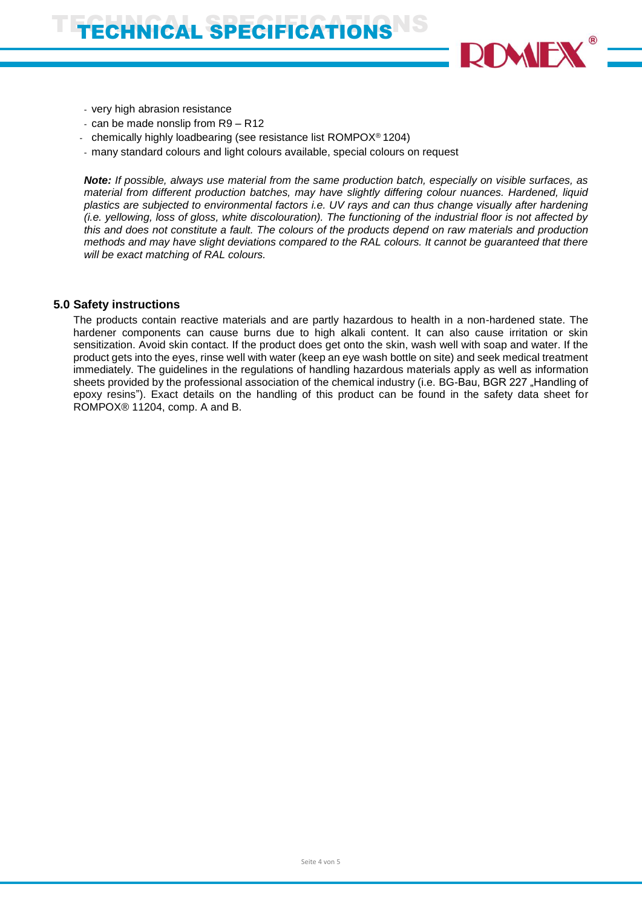- very high abrasion resistance
- can be made nonslip from R9 – R12
- chemically highly loadbearing (see resistance list ROMPOX® 1204)
- many standard colours and light colours available, special colours on request

***Note:*** *If possible, always use material from the same production batch, especially on visible surfaces, as material from different production batches, may have slightly differing colour nuances. Hardened, liquid plastics are subjected to environmental factors i.e. UV rays and can thus change visually after hardening (i.e. yellowing, loss of gloss, white discolouration). The functioning of the industrial floor is not affected by this and does not constitute a fault. The colours of the products depend on raw materials and production methods and may have slight deviations compared to the RAL colours. It cannot be guaranteed that there will be exact matching of RAL colours.*

## 5.0 Safety instructions

The products contain reactive materials and are partly hazardous to health in a non-hardened state. The hardener components can cause burns due to high alkali content. It can also cause irritation or skin sensitization. Avoid skin contact. If the product does get onto the skin, wash well with soap and water. If the product gets into the eyes, rinse well with water (keep an eye wash bottle on site) and seek medical treatment immediately. The guidelines in the regulations of handling hazardous materials apply as well as information sheets provided by the professional association of the chemical industry (i.e. BG-Bau, BGR 227 „Handling of epoxy resins"). Exact details on the handling of this product can be found in the safety data sheet for ROMPOX® 11204, comp. A and B.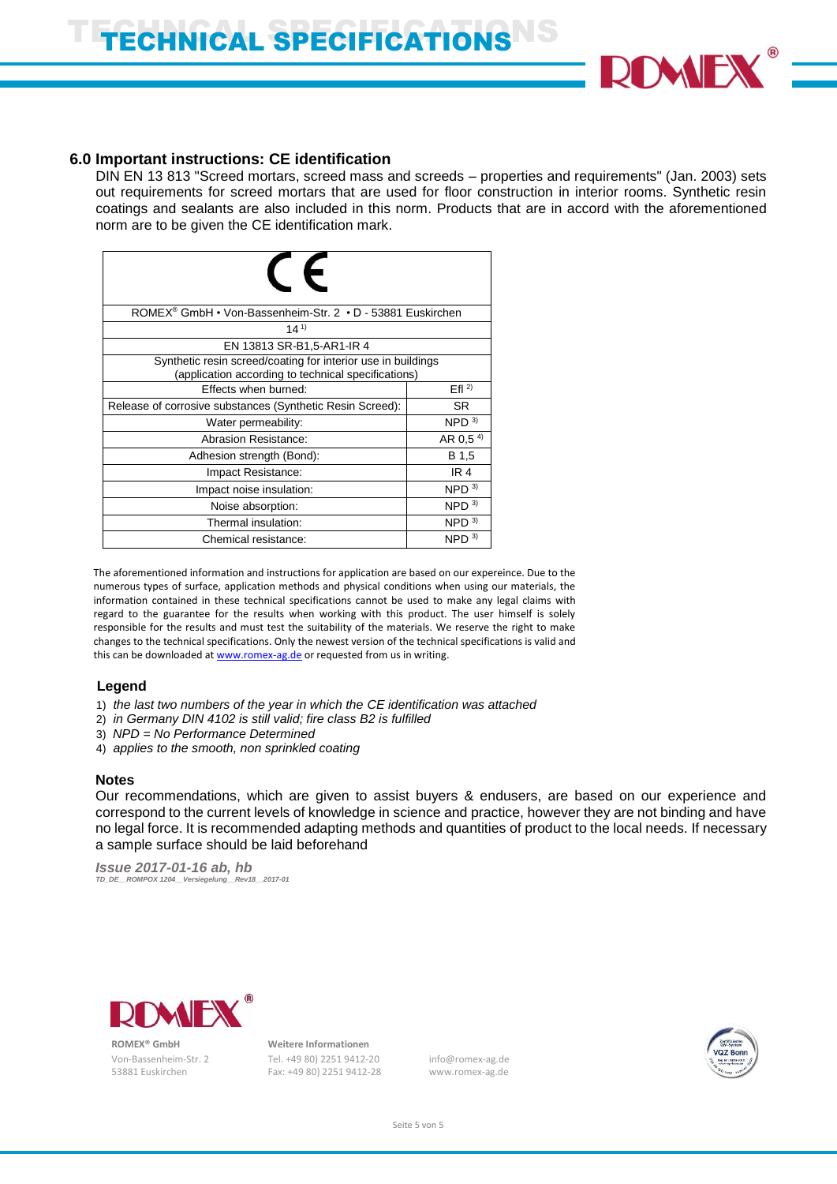## 6.0 Important instructions: CE identification

DIN EN 13 813 "Screed mortars, screed mass and screeds – properties and requirements" (Jan. 2003) sets out requirements for screed mortars that are used for floor construction in interior rooms. Synthetic resin coatings and sealants are also included in this norm. Products that are in accord with the aforementioned norm are to be given the CE identification mark.

| | |
|---|---|
| CE | |
| ROMEX® GmbH • Von-Bassenheim-Str. 2 • D - 53881 Euskirchen | |
| 14 [1] | |
| EN 13813 SR-B1,5-AR1-IR 4 | |
| Synthetic resin screed/coating for interior use in buildings (application according to technical specifications) | |
| Effects when burned: | Efl [2] |
| Release of corrosive substances (Synthetic Resin Screed): | SR |
| Water permeability: | NPD [3] |
| Abrasion Resistance: | AR 0,5 [4] |
| Adhesion strength (Bond): | B 1,5 |
| Impact Resistance: | IR 4 |
| Impact noise insulation: | NPD [3] |
| Noise absorption: | NPD [3] |
| Thermal insulation: | NPD [3] |
| Chemical resistance: | NPD [3] |

The aforementioned information and instructions for application are based on our expereince. Due to the numerous types of surface, application methods and physical conditions when using our materials, the information contained in these technical specifications cannot be used to make any legal claims with regard to the guarantee for the results when working with this product. The user himself is solely responsible for the results and must test the suitability of the materials. We reserve the right to make changes to the technical specifications. Only the newest version of the technical specifications is valid and this can be downloaded at www.romex-ag.de or requested from us in writing.

### Legend

1) *the last two numbers of the year in which the CE identification was attached*
2) *in Germany DIN 4102 is still valid; fire class B2 is fulfilled*
3) *NPD = No Performance Determined*
4) *applies to the smooth, non sprinkled coating*

### Notes

Our recommendations, which are given to assist buyers & endusers, are based on our experience and correspond to the current levels of knowledge in science and practice, however they are not binding and have no legal force. It is recommended adapting methods and quantities of product to the local needs. If necessary a sample surface should be laid beforehand

***Issue 2017-01-16 ab, hb***
***TD_DE__ROMPOX 1204__Versiegelung__Rev18__2017-01***

**ROMEX® GmbH**
Von-Bassenheim-Str. 2
53881 Euskirchen

**Weitere Informationen**
Tel. +49 80) 2251 9412-20
Fax: +49 80) 2251 9412-28

info@romex-ag.de
www.romex-ag.de